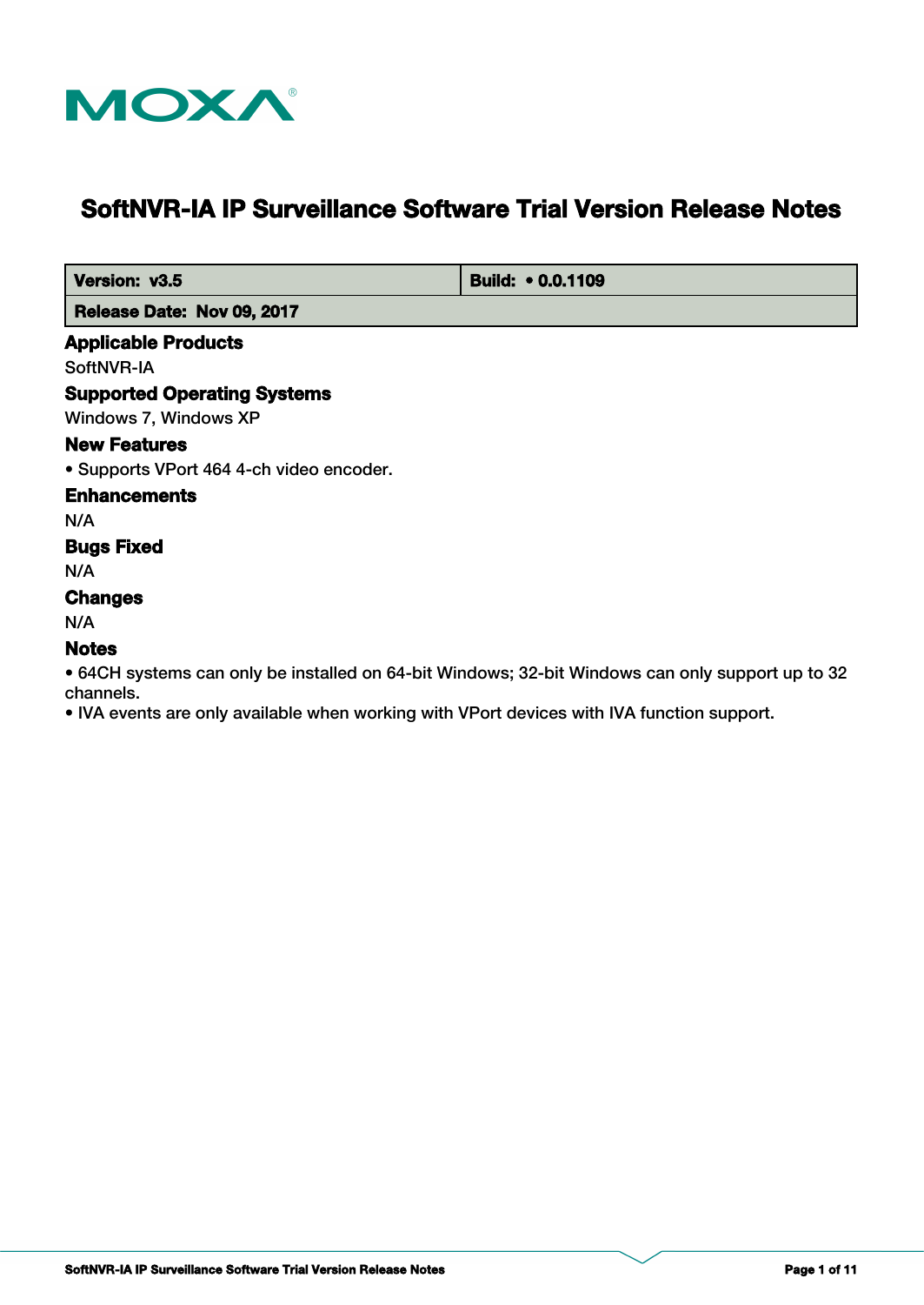# SoftNVR-IA IP Surveillance Software Trial Version Release Notes

| Version: v3.5 | Build: • 0.0.1109 |
| --- | --- |
| Release Date: Nov 09, 2017 | |

## Applicable Products

SoftNVR-IA

## Supported Operating Systems

Windows 7, Windows XP

## New Features

• Supports VPort 464 4-ch video encoder.

## Enhancements

N/A

## Bugs Fixed

N/A

## Changes

N/A

## Notes

• 64CH systems can only be installed on 64-bit Windows; 32-bit Windows can only support up to 32 channels.
• IVA events are only available when working with VPort devices with IVA function support.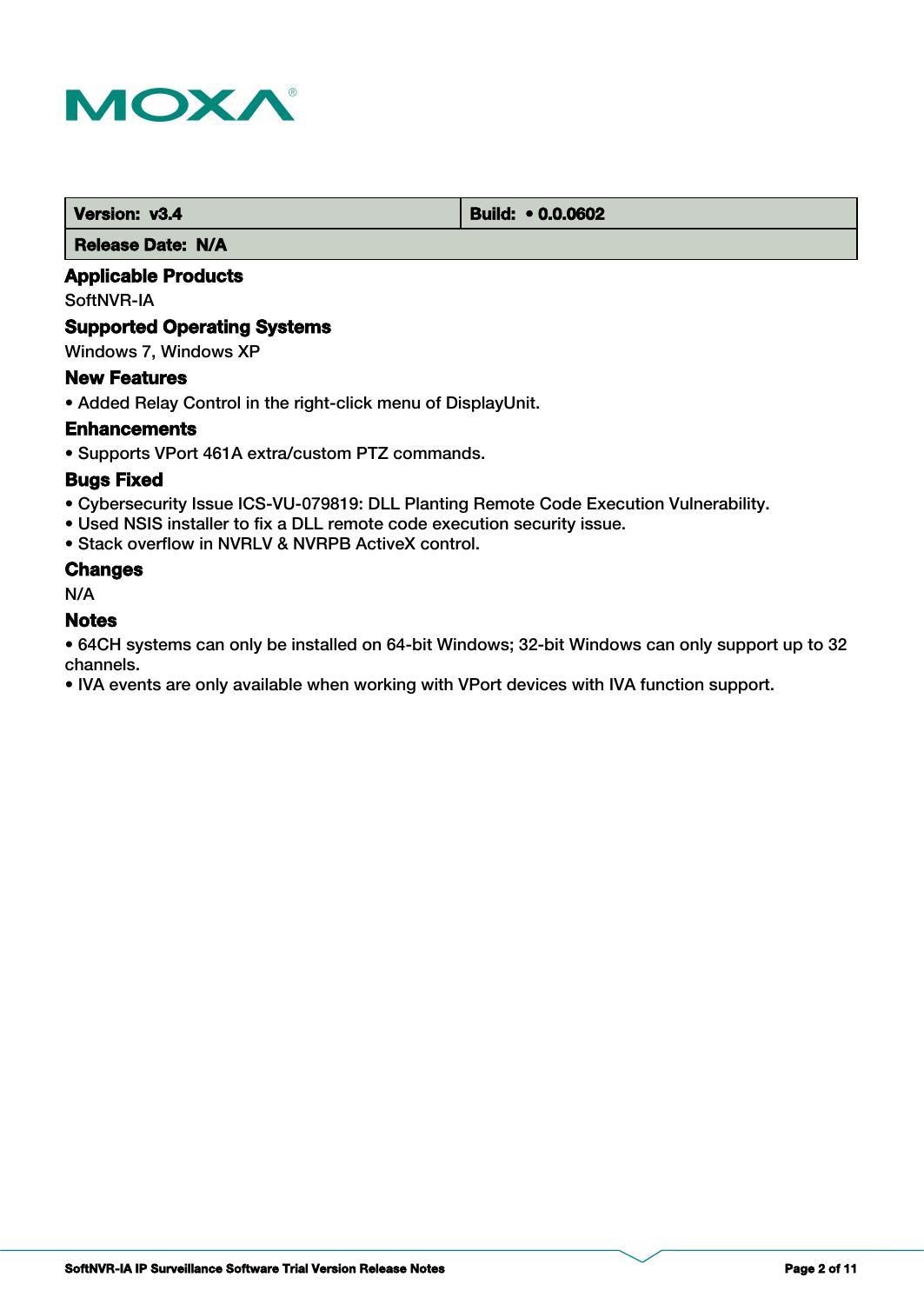| Version: v3.4 | Build: • 0.0.0602 |
| --- | --- |
| Release Date: N/A | |

### Applicable Products

SoftNVR-IA

### Supported Operating Systems

Windows 7, Windows XP

### New Features

- Added Relay Control in the right-click menu of DisplayUnit.

### Enhancements

- Supports VPort 461A extra/custom PTZ commands.

### Bugs Fixed

- Cybersecurity Issue ICS-VU-079819: DLL Planting Remote Code Execution Vulnerability.
- Used NSIS installer to fix a DLL remote code execution security issue.
- Stack overflow in NVRLV & NVRPB ActiveX control.

### Changes

N/A

### Notes

- 64CH systems can only be installed on 64-bit Windows; 32-bit Windows can only support up to 32 channels.
- IVA events are only available when working with VPort devices with IVA function support.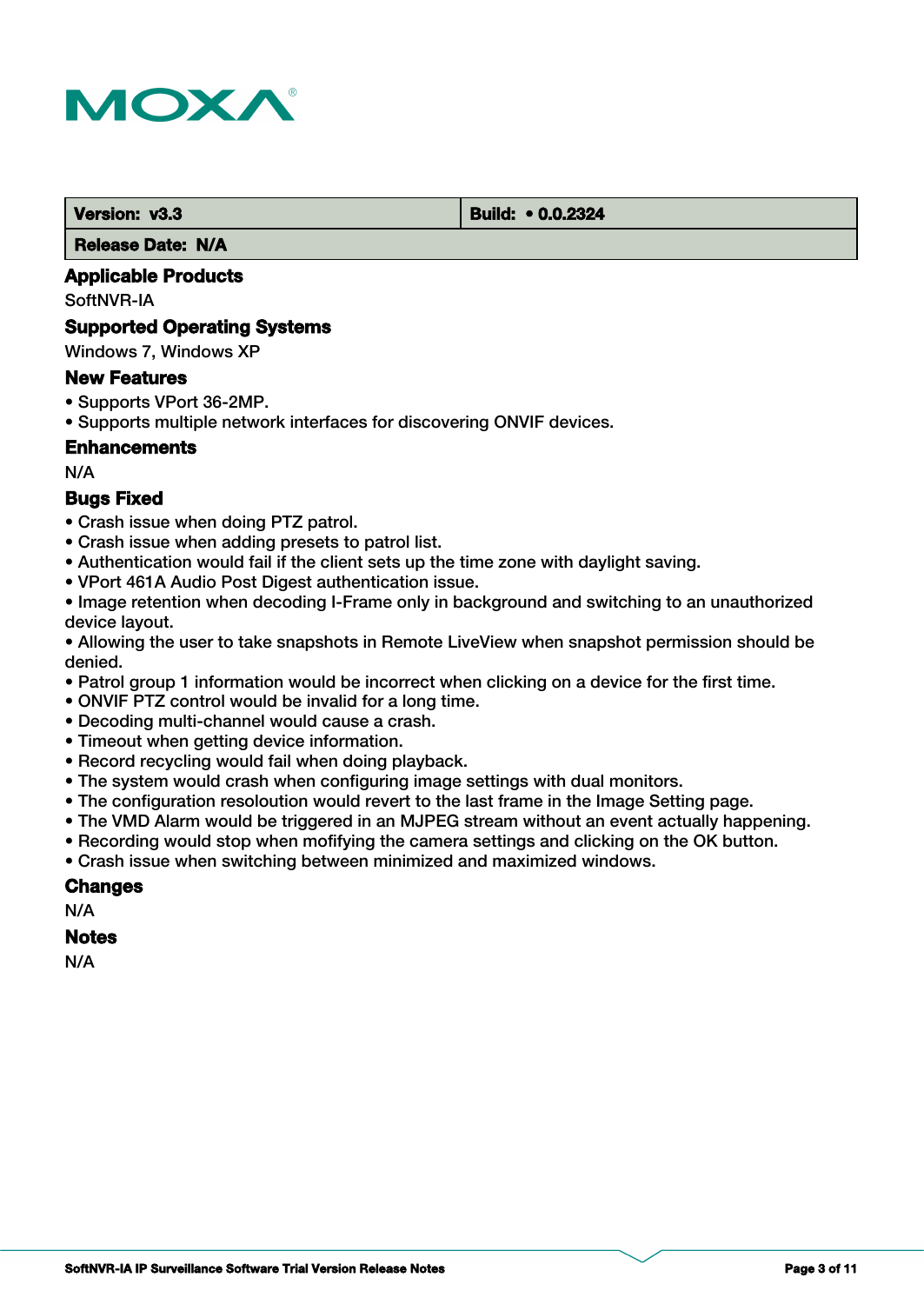| **Version: v3.3** | **Build: • 0.0.2324** |
|---|---|
| **Release Date: N/A** | |

### Applicable Products

SoftNVR-IA

### Supported Operating Systems

Windows 7, Windows XP

### New Features

• Supports VPort 36-2MP.
• Supports multiple network interfaces for discovering ONVIF devices.

### Enhancements

N/A

### Bugs Fixed

• Crash issue when doing PTZ patrol.
• Crash issue when adding presets to patrol list.
• Authentication would fail if the client sets up the time zone with daylight saving.
• VPort 461A Audio Post Digest authentication issue.
• Image retention when decoding I-Frame only in background and switching to an unauthorized device layout.
• Allowing the user to take snapshots in Remote LiveView when snapshot permission should be denied.
• Patrol group 1 information would be incorrect when clicking on a device for the first time.
• ONVIF PTZ control would be invalid for a long time.
• Decoding multi-channel would cause a crash.
• Timeout when getting device information.
• Record recycling would fail when doing playback.
• The system would crash when configuring image settings with dual monitors.
• The configuration resoloution would revert to the last frame in the Image Setting page.
• The VMD Alarm would be triggered in an MJPEG stream without an event actually happening.
• Recording would stop when mofifying the camera settings and clicking on the OK button.
• Crash issue when switching between minimized and maximized windows.

### Changes

N/A

### Notes

N/A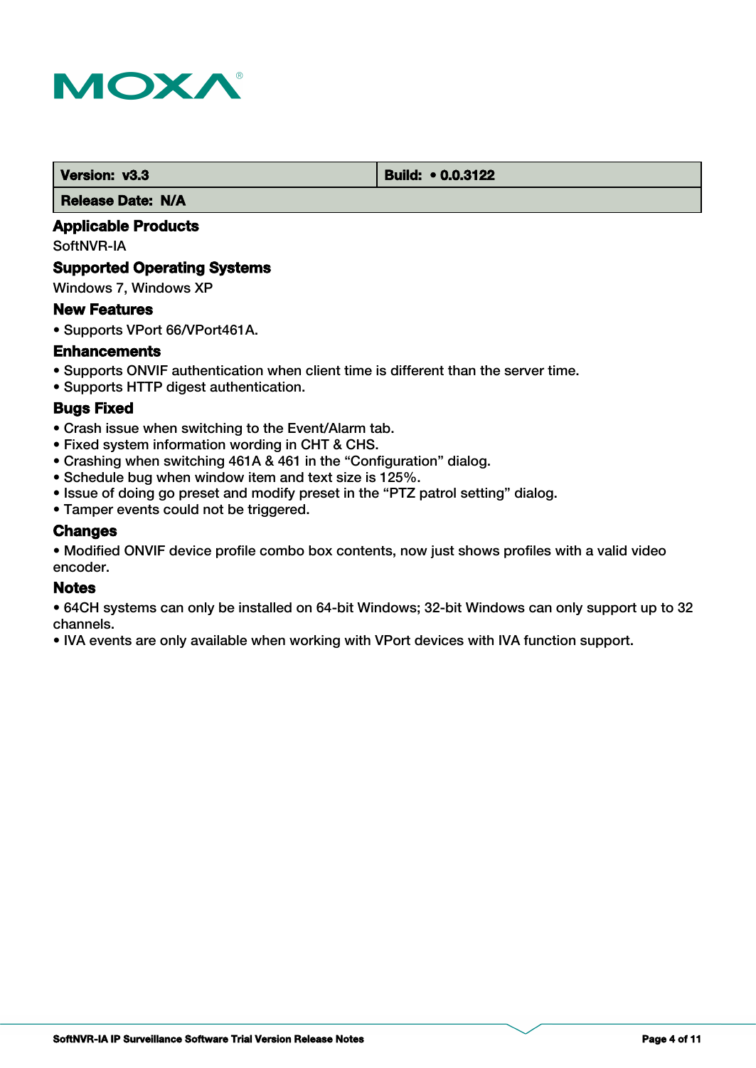| Version: v3.3 | Build: • 0.0.3122 |
| --- | --- |
| Release Date: N/A | |

### Applicable Products

SoftNVR-IA

### Supported Operating Systems

Windows 7, Windows XP

### New Features

- Supports VPort 66/VPort461A.

### Enhancements

- Supports ONVIF authentication when client time is different than the server time.
- Supports HTTP digest authentication.

### Bugs Fixed

- Crash issue when switching to the Event/Alarm tab.
- Fixed system information wording in CHT & CHS.
- Crashing when switching 461A & 461 in the “Configuration” dialog.
- Schedule bug when window item and text size is 125%.
- Issue of doing go preset and modify preset in the “PTZ patrol setting” dialog.
- Tamper events could not be triggered.

### Changes

- Modified ONVIF device profile combo box contents, now just shows profiles with a valid video encoder.

### Notes

- 64CH systems can only be installed on 64-bit Windows; 32-bit Windows can only support up to 32 channels.
- IVA events are only available when working with VPort devices with IVA function support.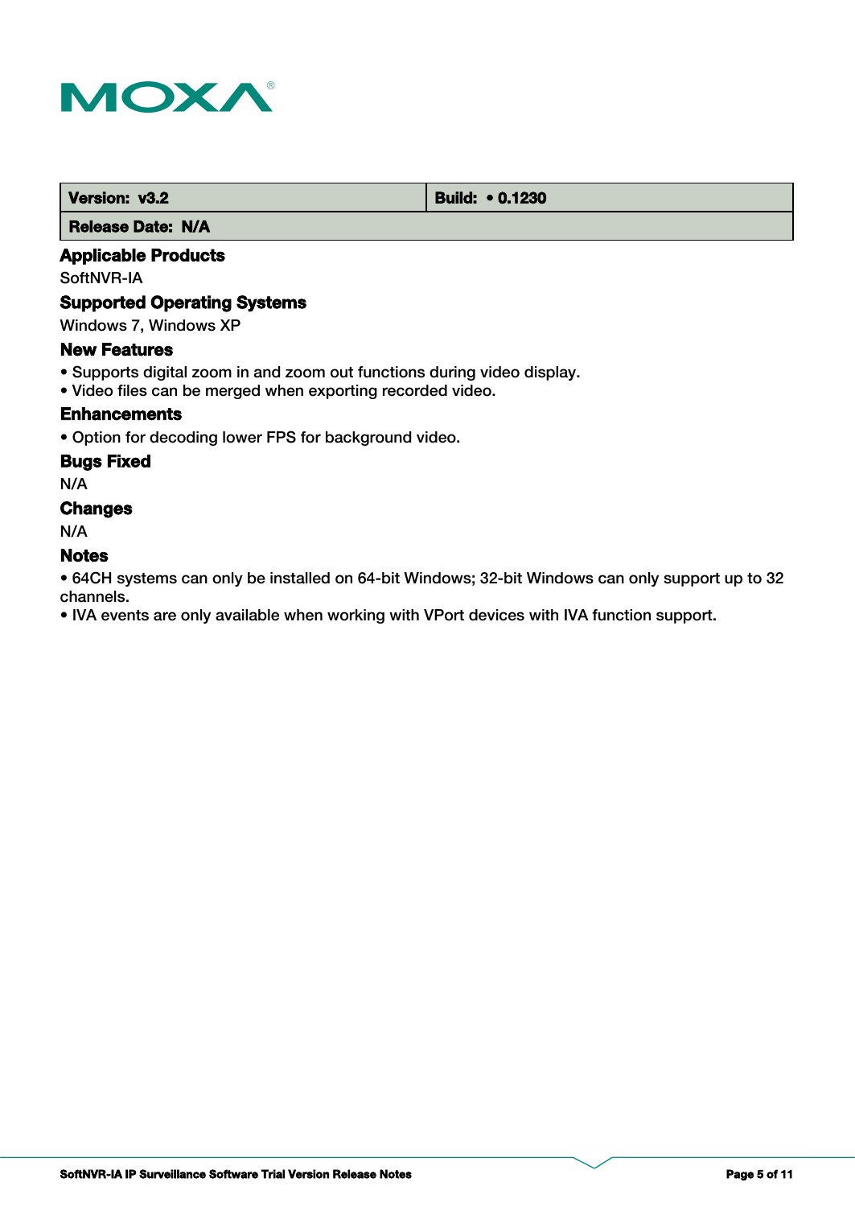| Version: v3.2 | Build: • 0.1230 |
| --- | --- |
| Release Date: N/A | |

## Applicable Products

SoftNVR-IA

## Supported Operating Systems

Windows 7, Windows XP

## New Features

- Supports digital zoom in and zoom out functions during video display.
- Video files can be merged when exporting recorded video.

## Enhancements

- Option for decoding lower FPS for background video.

## Bugs Fixed

N/A

## Changes

N/A

## Notes

- 64CH systems can only be installed on 64-bit Windows; 32-bit Windows can only support up to 32 channels.
- IVA events are only available when working with VPort devices with IVA function support.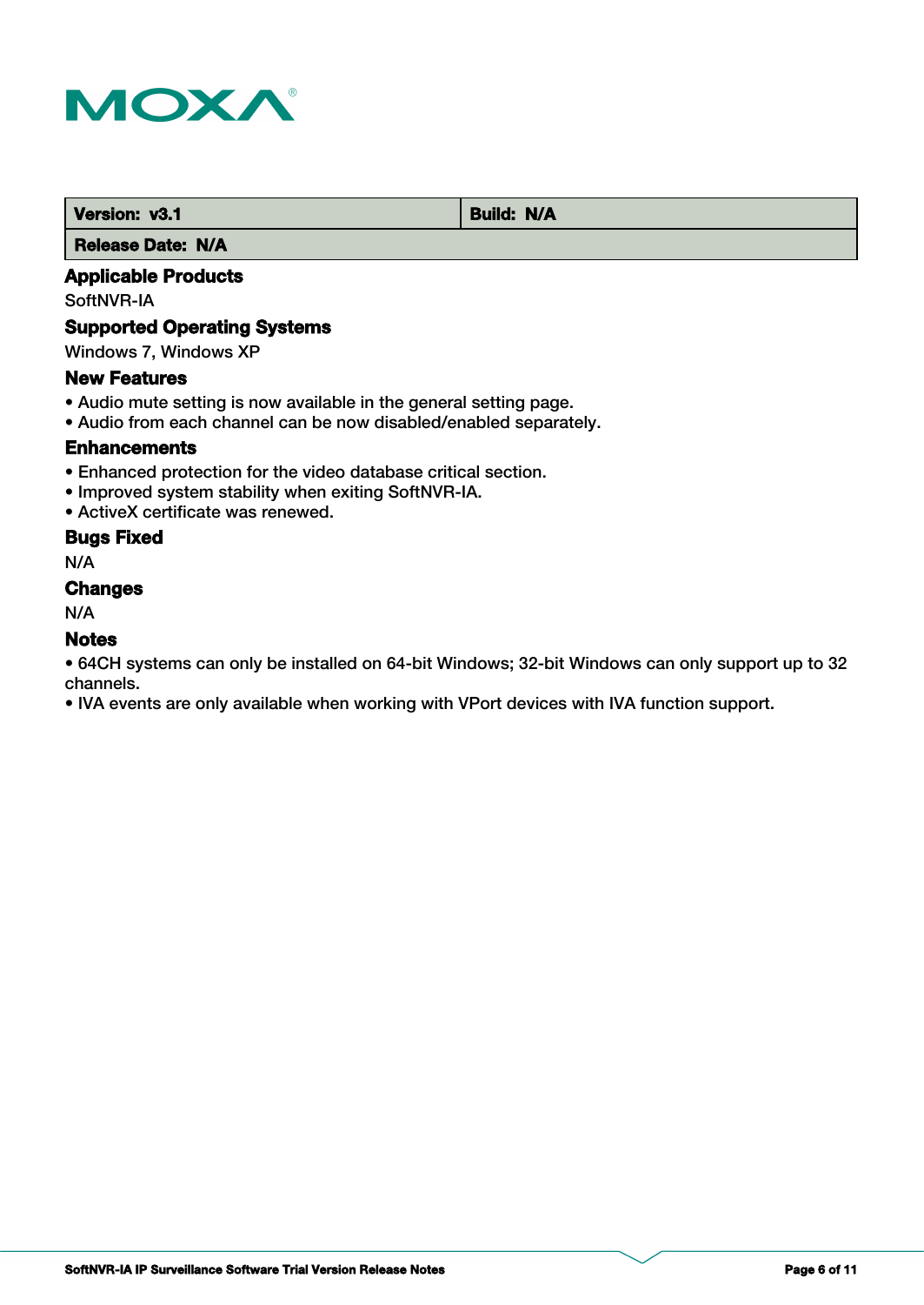| Version: v3.1 | Build: N/A |
| --- | --- |
| Release Date: N/A | |

### Applicable Products

SoftNVR-IA

### Supported Operating Systems

Windows 7, Windows XP

### New Features

- Audio mute setting is now available in the general setting page.
- Audio from each channel can be now disabled/enabled separately.

### Enhancements

- Enhanced protection for the video database critical section.
- Improved system stability when exiting SoftNVR-IA.
- ActiveX certificate was renewed.

### Bugs Fixed

N/A

### Changes

N/A

### Notes

- 64CH systems can only be installed on 64-bit Windows; 32-bit Windows can only support up to 32 channels.
- IVA events are only available when working with VPort devices with IVA function support.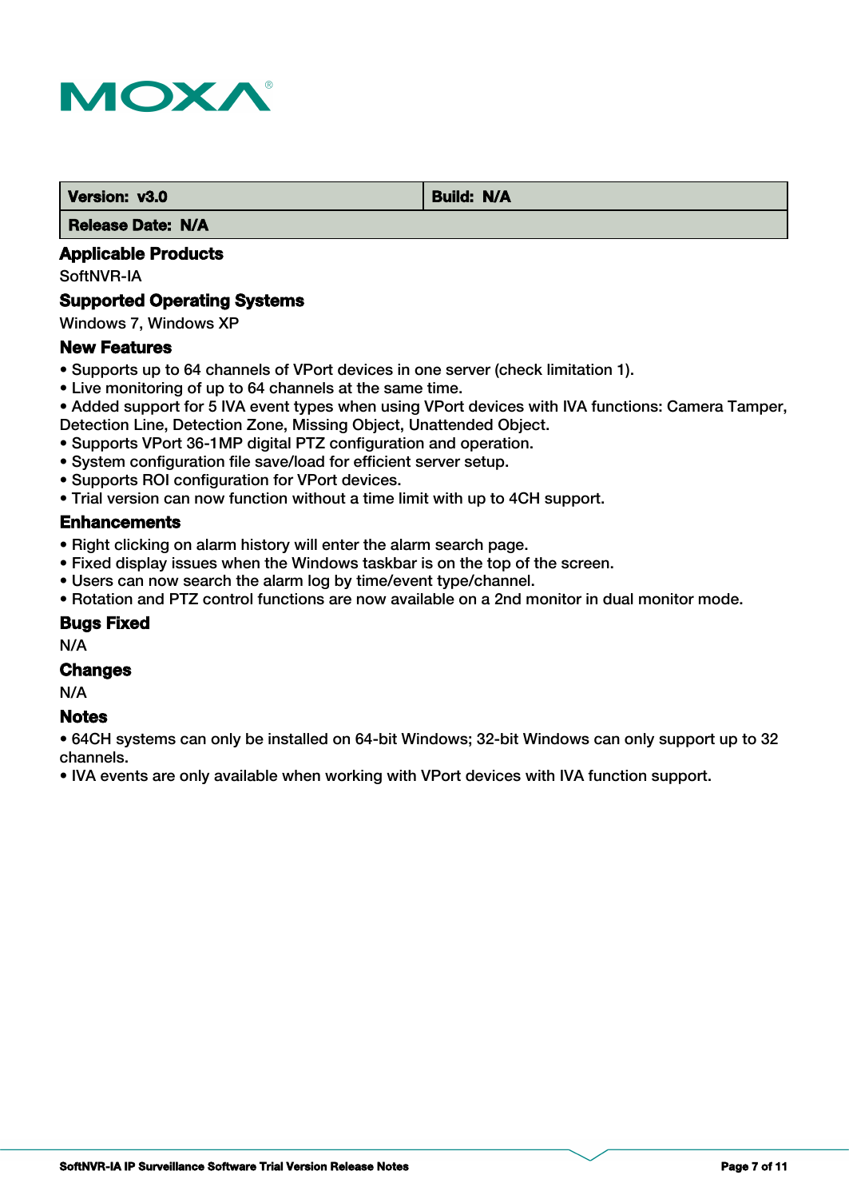| Version: v3.0 | Build: N/A |
| --- | --- |
| Release Date: N/A | |

### Applicable Products

SoftNVR-IA

### Supported Operating Systems

Windows 7, Windows XP

### New Features

- Supports up to 64 channels of VPort devices in one server (check limitation 1).
- Live monitoring of up to 64 channels at the same time.
- Added support for 5 IVA event types when using VPort devices with IVA functions: Camera Tamper, Detection Line, Detection Zone, Missing Object, Unattended Object.
- Supports VPort 36-1MP digital PTZ configuration and operation.
- System configuration file save/load for efficient server setup.
- Supports ROI configuration for VPort devices.
- Trial version can now function without a time limit with up to 4CH support.

### Enhancements

- Right clicking on alarm history will enter the alarm search page.
- Fixed display issues when the Windows taskbar is on the top of the screen.
- Users can now search the alarm log by time/event type/channel.
- Rotation and PTZ control functions are now available on a 2nd monitor in dual monitor mode.

### Bugs Fixed

N/A

### Changes

N/A

### Notes

- 64CH systems can only be installed on 64-bit Windows; 32-bit Windows can only support up to 32 channels.
- IVA events are only available when working with VPort devices with IVA function support.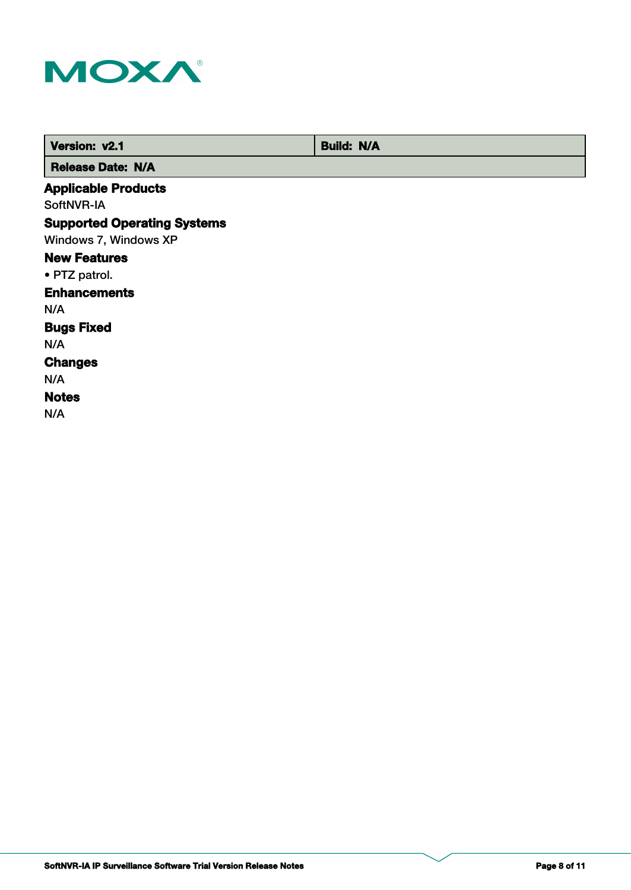| Version: v2.1 | Build: N/A |
| --- | --- |
| Release Date: N/A | |

### Applicable Products

SoftNVR-IA

### Supported Operating Systems

Windows 7, Windows XP

### New Features

- PTZ patrol.

### Enhancements

N/A

### Bugs Fixed

N/A

### Changes

N/A

### Notes

N/A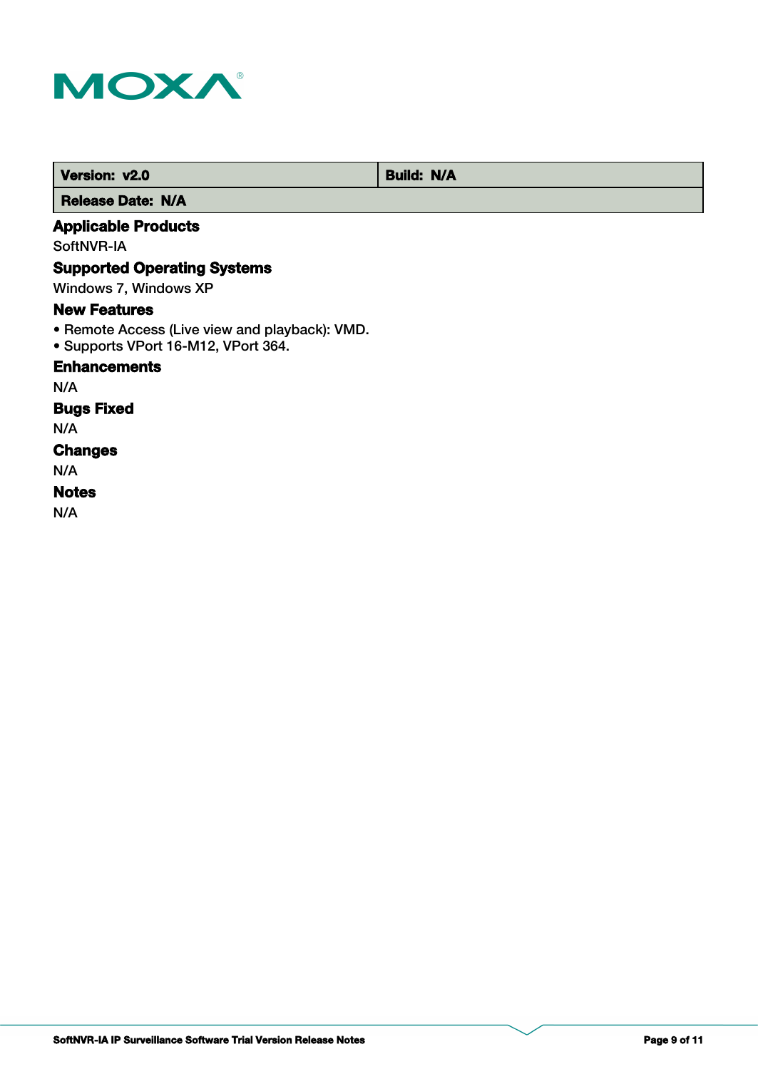| Version: v2.0 | Build: N/A |
| --- | --- |
| Release Date: N/A | |

### Applicable Products

SoftNVR-IA

### Supported Operating Systems

Windows 7, Windows XP

### New Features

- Remote Access (Live view and playback): VMD.
- Supports VPort 16-M12, VPort 364.

### Enhancements

N/A

### Bugs Fixed

N/A

### Changes

N/A

### Notes

N/A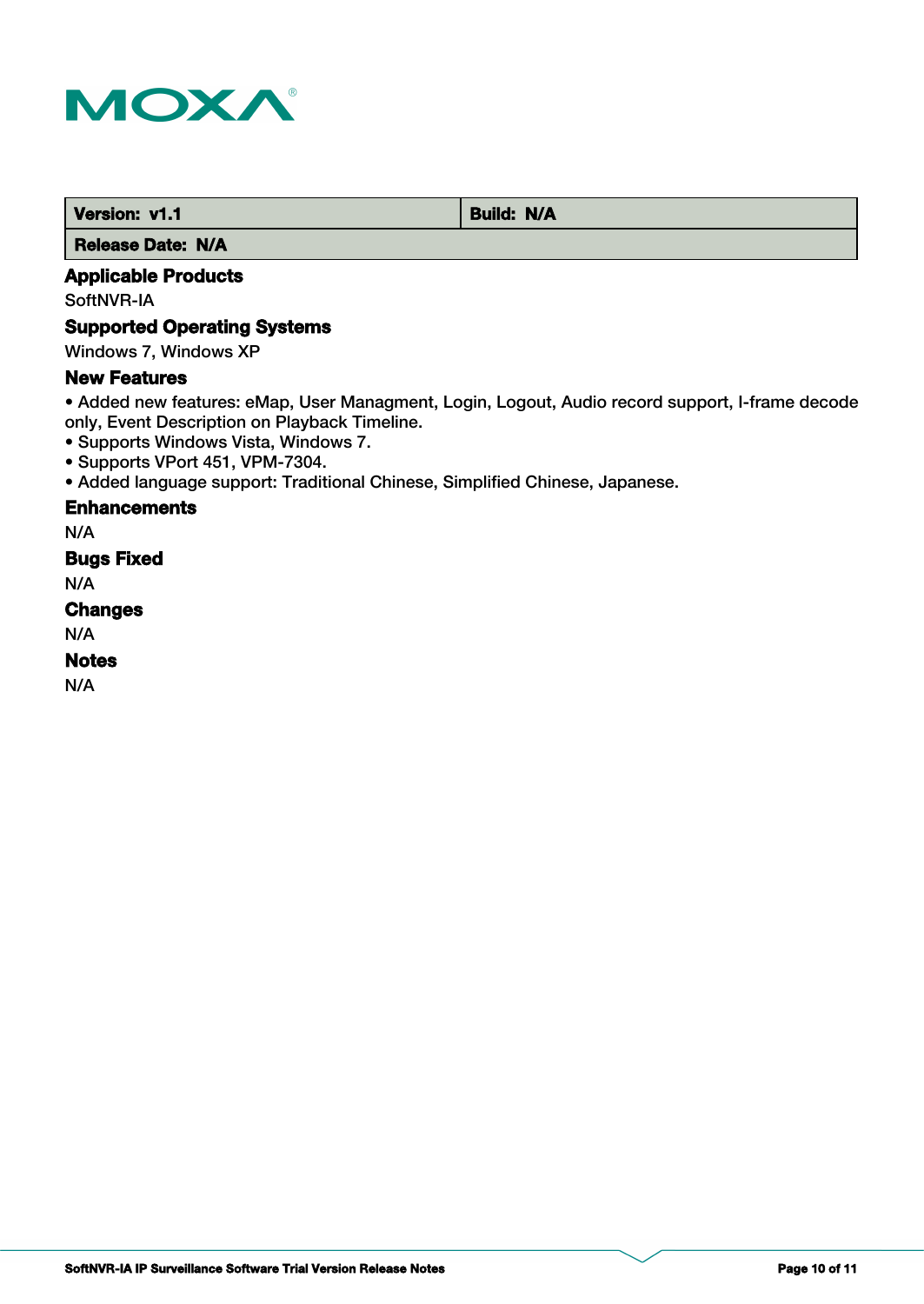| Version: v1.1 | Build: N/A |
| --- | --- |
| Release Date: N/A | |

### Applicable Products

SoftNVR-IA

### Supported Operating Systems

Windows 7, Windows XP

### New Features

• Added new features: eMap, User Managment, Login, Logout, Audio record support, I-frame decode only, Event Description on Playback Timeline.
• Supports Windows Vista, Windows 7.
• Supports VPort 451, VPM-7304.
• Added language support: Traditional Chinese, Simplified Chinese, Japanese.

### Enhancements

N/A

### Bugs Fixed

N/A

### Changes

N/A

### Notes

N/A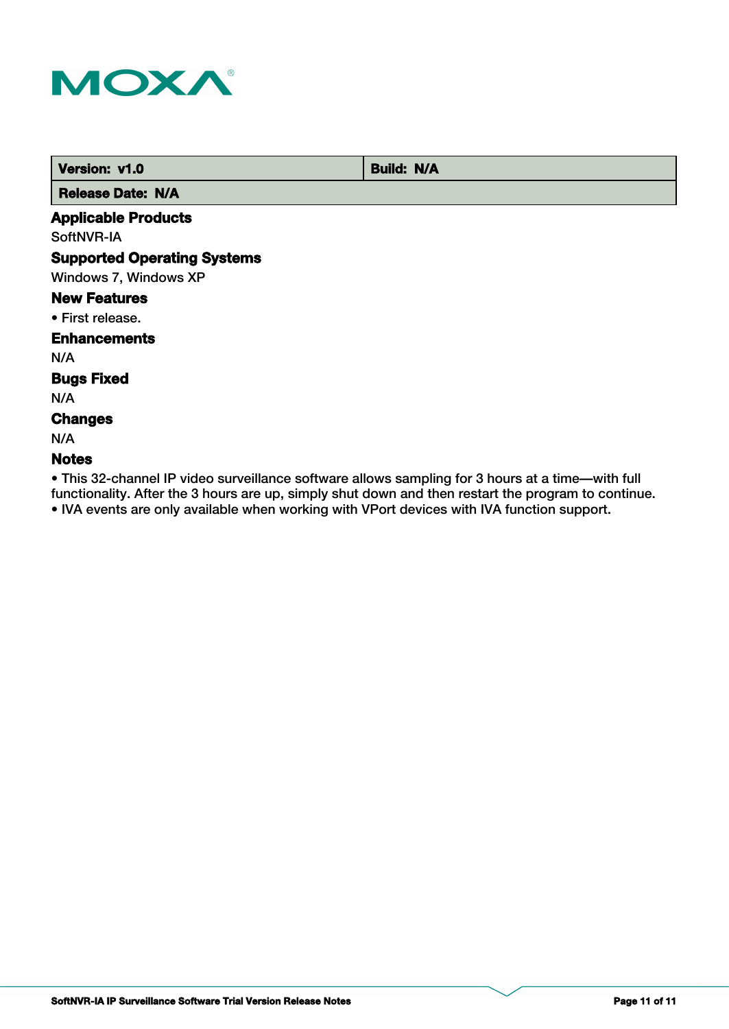| Version: v1.0 | Build: N/A |
| --- | --- |
| Release Date: N/A | |

**Applicable Products**

SoftNVR-IA

**Supported Operating Systems**

Windows 7, Windows XP

**New Features**

- First release.

**Enhancements**

N/A

**Bugs Fixed**

N/A

**Changes**

N/A

**Notes**

- This 32-channel IP video surveillance software allows sampling for 3 hours at a time—with full functionality. After the 3 hours are up, simply shut down and then restart the program to continue.
- IVA events are only available when working with VPort devices with IVA function support.